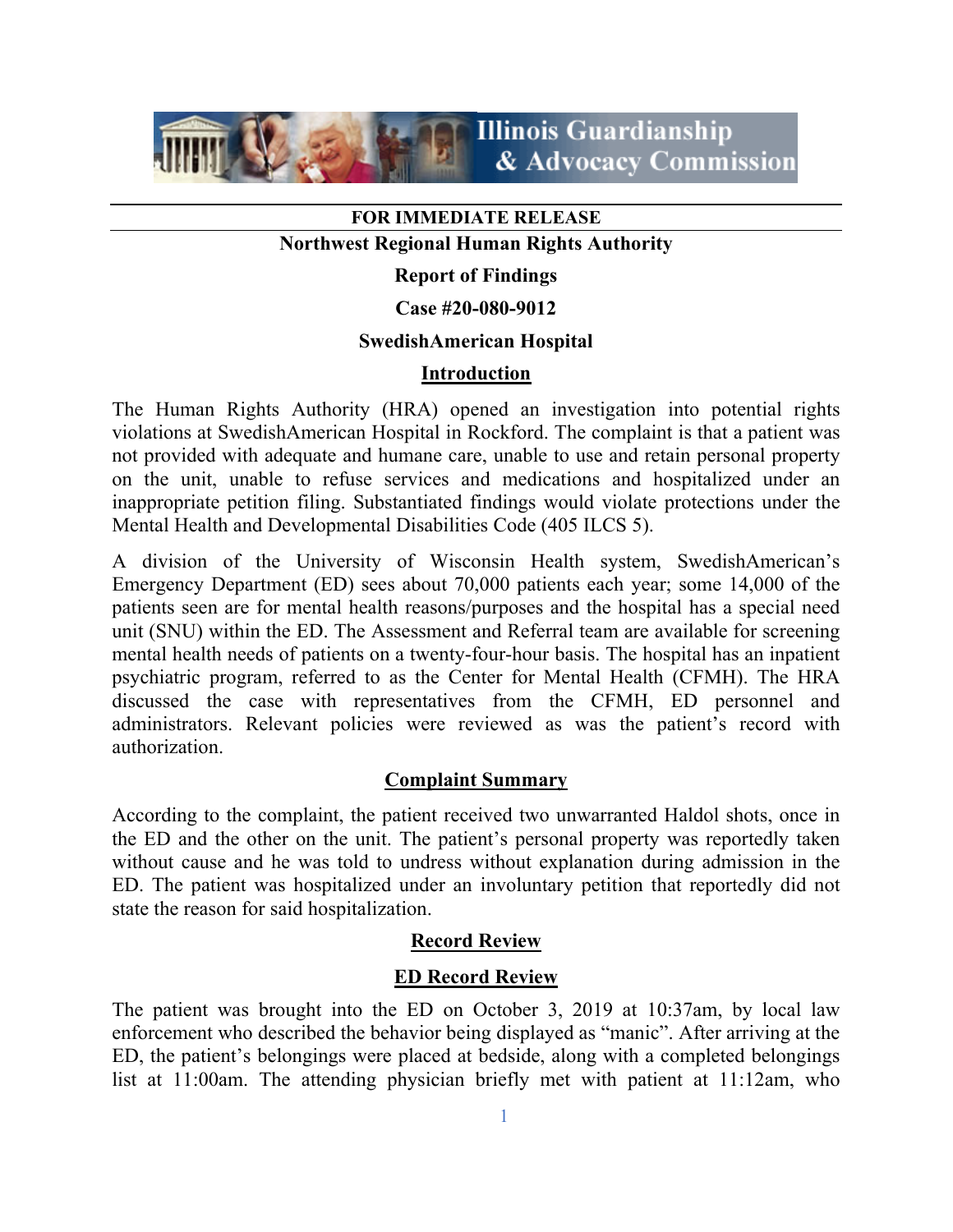**FOR IMMEDIATE RELEASE**

**Northwest Regional Human Rights Authority**

**Report of Findings**

**Case #20-080-9012**

**SwedishAmerican Hospital**

## Introduction

The Human Rights Authority (HRA) opened an investigation into potential rights violations at SwedishAmerican Hospital in Rockford. The complaint is that a patient was not provided with adequate and humane care, unable to use and retain personal property on the unit, unable to refuse services and medications and hospitalized under an inappropriate petition filing. Substantiated findings would violate protections under the Mental Health and Developmental Disabilities Code (405 ILCS 5).

A division of the University of Wisconsin Health system, SwedishAmerican's Emergency Department (ED) sees about 70,000 patients each year; some 14,000 of the patients seen are for mental health reasons/purposes and the hospital has a special need unit (SNU) within the ED. The Assessment and Referral team are available for screening mental health needs of patients on a twenty-four-hour basis. The hospital has an inpatient psychiatric program, referred to as the Center for Mental Health (CFMH). The HRA discussed the case with representatives from the CFMH, ED personnel and administrators. Relevant policies were reviewed as was the patient's record with authorization.

## Complaint Summary

According to the complaint, the patient received two unwarranted Haldol shots, once in the ED and the other on the unit. The patient's personal property was reportedly taken without cause and he was told to undress without explanation during admission in the ED. The patient was hospitalized under an involuntary petition that reportedly did not state the reason for said hospitalization.

## Record Review

### ED Record Review

The patient was brought into the ED on October 3, 2019 at 10:37am, by local law enforcement who described the behavior being displayed as "manic". After arriving at the ED, the patient's belongings were placed at bedside, along with a completed belongings list at 11:00am. The attending physician briefly met with patient at 11:12am, who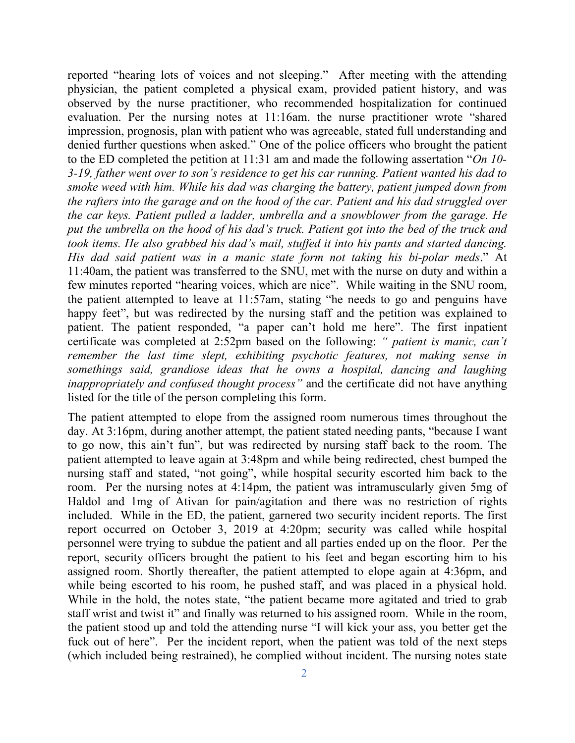reported "hearing lots of voices and not sleeping." After meeting with the attending physician, the patient completed a physical exam, provided patient history, and was observed by the nurse practitioner, who recommended hospitalization for continued evaluation. Per the nursing notes at 11:16am. the nurse practitioner wrote "shared impression, prognosis, plan with patient who was agreeable, stated full understanding and denied further questions when asked." One of the police officers who brought the patient to the ED completed the petition at 11:31 am and made the following assertation "*On 10-3-19, father went over to son's residence to get his car running. Patient wanted his dad to smoke weed with him. While his dad was charging the battery, patient jumped down from the rafters into the garage and on the hood of the car. Patient and his dad struggled over the car keys. Patient pulled a ladder, umbrella and a snowblower from the garage. He put the umbrella on the hood of his dad's truck. Patient got into the bed of the truck and took items. He also grabbed his dad's mail, stuffed it into his pants and started dancing. His dad said patient was in a manic state form not taking his bi-polar meds*." At 11:40am, the patient was transferred to the SNU, met with the nurse on duty and within a few minutes reported "hearing voices, which are nice". While waiting in the SNU room, the patient attempted to leave at 11:57am, stating "he needs to go and penguins have happy feet", but was redirected by the nursing staff and the petition was explained to patient. The patient responded, "a paper can't hold me here". The first inpatient certificate was completed at 2:52pm based on the following: *" patient is manic, can't remember the last time slept, exhibiting psychotic features, not making sense in somethings said, grandiose ideas that he owns a hospital, dancing and laughing inappropriately and confused thought process"* and the certificate did not have anything listed for the title of the person completing this form.

The patient attempted to elope from the assigned room numerous times throughout the day. At 3:16pm, during another attempt, the patient stated needing pants, "because I want to go now, this ain't fun", but was redirected by nursing staff back to the room. The patient attempted to leave again at 3:48pm and while being redirected, chest bumped the nursing staff and stated, "not going", while hospital security escorted him back to the room. Per the nursing notes at 4:14pm, the patient was intramuscularly given 5mg of Haldol and 1mg of Ativan for pain/agitation and there was no restriction of rights included. While in the ED, the patient, garnered two security incident reports. The first report occurred on October 3, 2019 at 4:20pm; security was called while hospital personnel were trying to subdue the patient and all parties ended up on the floor. Per the report, security officers brought the patient to his feet and began escorting him to his assigned room. Shortly thereafter, the patient attempted to elope again at 4:36pm, and while being escorted to his room, he pushed staff, and was placed in a physical hold. While in the hold, the notes state, "the patient became more agitated and tried to grab staff wrist and twist it" and finally was returned to his assigned room. While in the room, the patient stood up and told the attending nurse "I will kick your ass, you better get the fuck out of here". Per the incident report, when the patient was told of the next steps (which included being restrained), he complied without incident. The nursing notes state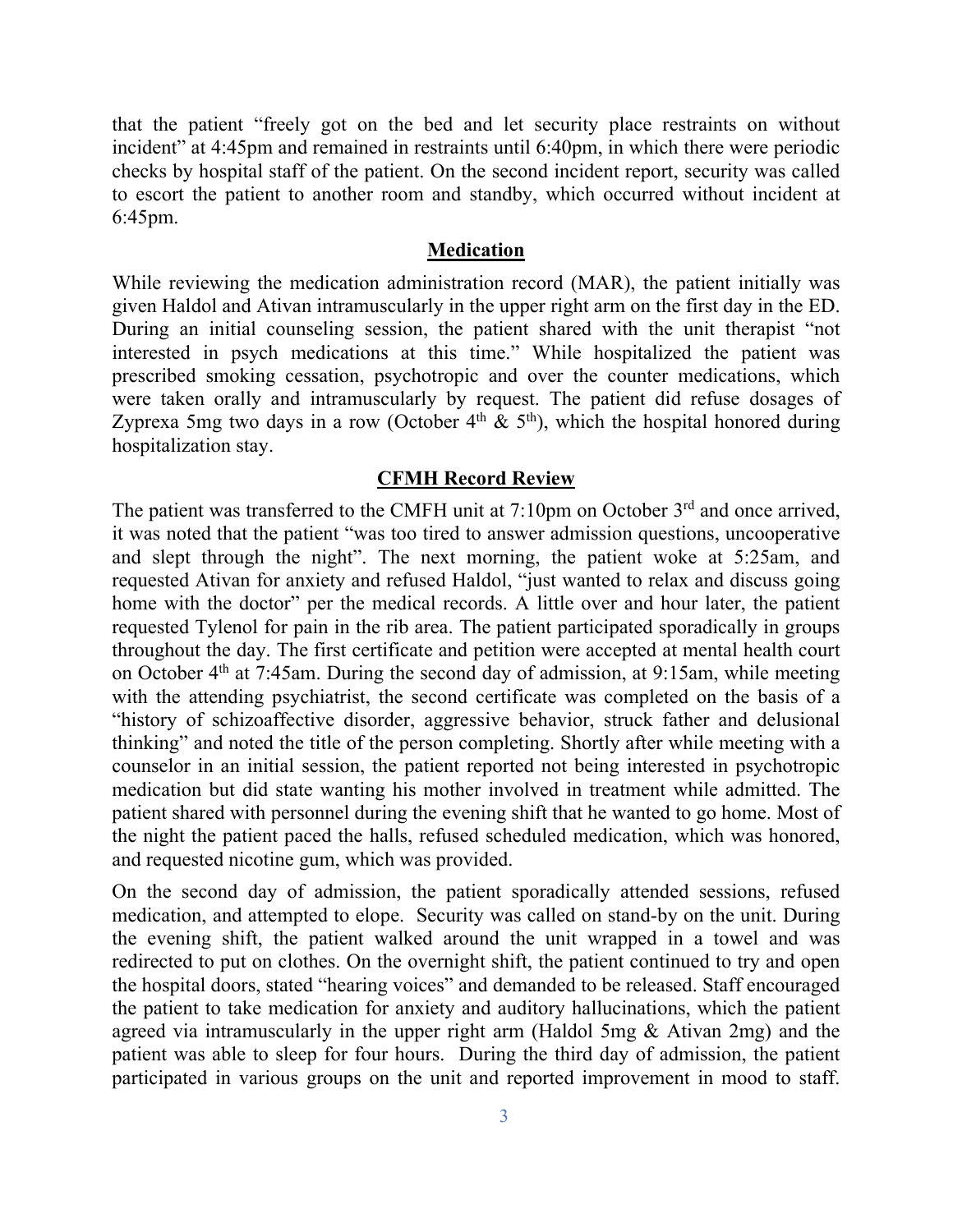that the patient "freely got on the bed and let security place restraints on without incident" at 4:45pm and remained in restraints until 6:40pm, in which there were periodic checks by hospital staff of the patient. On the second incident report, security was called to escort the patient to another room and standby, which occurred without incident at 6:45pm.

## Medication

While reviewing the medication administration record (MAR), the patient initially was given Haldol and Ativan intramuscularly in the upper right arm on the first day in the ED. During an initial counseling session, the patient shared with the unit therapist "not interested in psych medications at this time." While hospitalized the patient was prescribed smoking cessation, psychotropic and over the counter medications, which were taken orally and intramuscularly by request. The patient did refuse dosages of Zyprexa 5mg two days in a row (October 4th & 5th), which the hospital honored during hospitalization stay.

## CFMH Record Review

The patient was transferred to the CMFH unit at 7:10pm on October 3rd and once arrived, it was noted that the patient "was too tired to answer admission questions, uncooperative and slept through the night". The next morning, the patient woke at 5:25am, and requested Ativan for anxiety and refused Haldol, "just wanted to relax and discuss going home with the doctor" per the medical records. A little over and hour later, the patient requested Tylenol for pain in the rib area. The patient participated sporadically in groups throughout the day. The first certificate and petition were accepted at mental health court on October 4th at 7:45am. During the second day of admission, at 9:15am, while meeting with the attending psychiatrist, the second certificate was completed on the basis of a "history of schizoaffective disorder, aggressive behavior, struck father and delusional thinking" and noted the title of the person completing. Shortly after while meeting with a counselor in an initial session, the patient reported not being interested in psychotropic medication but did state wanting his mother involved in treatment while admitted. The patient shared with personnel during the evening shift that he wanted to go home. Most of the night the patient paced the halls, refused scheduled medication, which was honored, and requested nicotine gum, which was provided.

On the second day of admission, the patient sporadically attended sessions, refused medication, and attempted to elope. Security was called on stand-by on the unit. During the evening shift, the patient walked around the unit wrapped in a towel and was redirected to put on clothes. On the overnight shift, the patient continued to try and open the hospital doors, stated "hearing voices" and demanded to be released. Staff encouraged the patient to take medication for anxiety and auditory hallucinations, which the patient agreed via intramuscularly in the upper right arm (Haldol 5mg & Ativan 2mg) and the patient was able to sleep for four hours. During the third day of admission, the patient participated in various groups on the unit and reported improvement in mood to staff.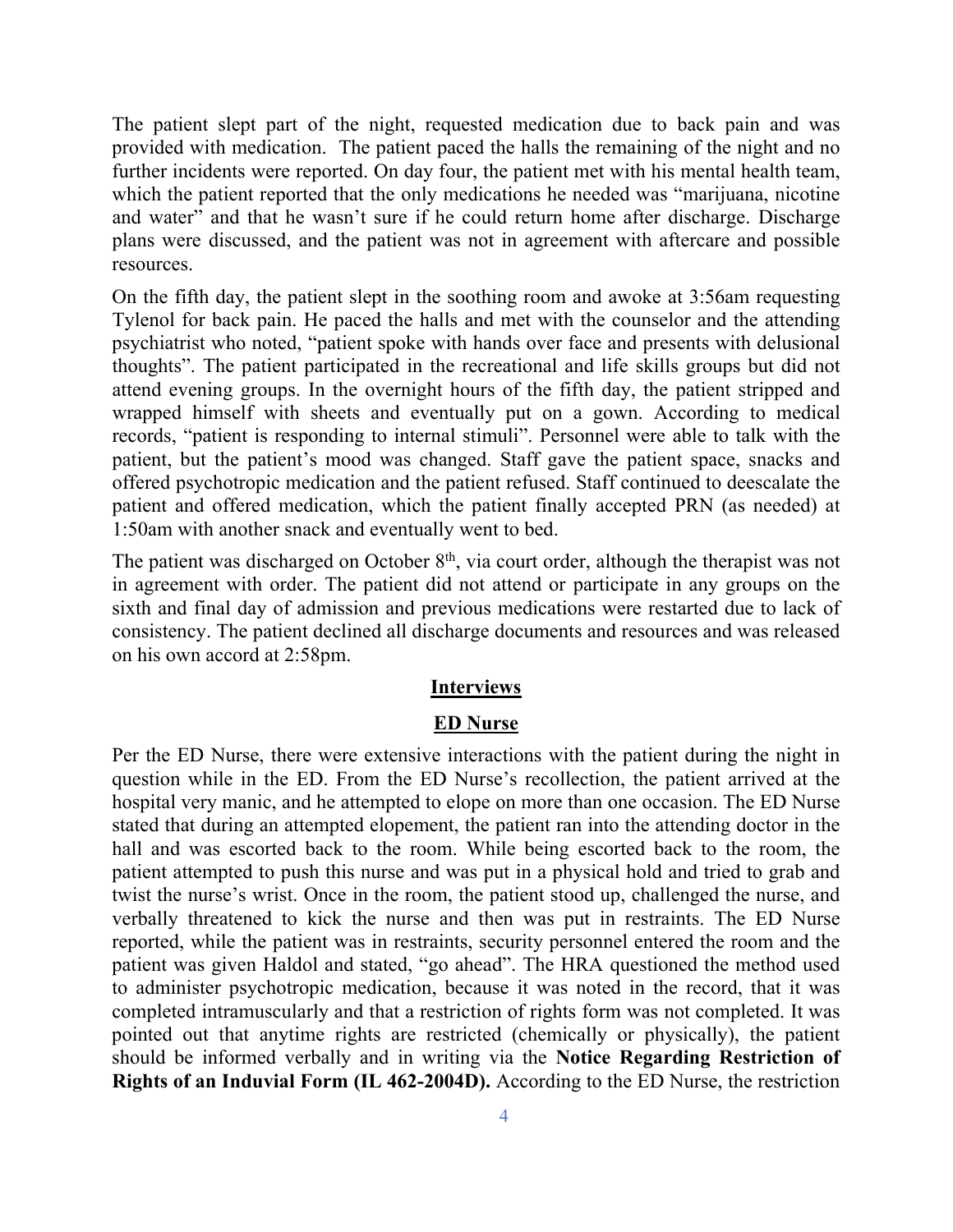The patient slept part of the night, requested medication due to back pain and was provided with medication. The patient paced the halls the remaining of the night and no further incidents were reported. On day four, the patient met with his mental health team, which the patient reported that the only medications he needed was "marijuana, nicotine and water" and that he wasn't sure if he could return home after discharge. Discharge plans were discussed, and the patient was not in agreement with aftercare and possible resources.

On the fifth day, the patient slept in the soothing room and awoke at 3:56am requesting Tylenol for back pain. He paced the halls and met with the counselor and the attending psychiatrist who noted, "patient spoke with hands over face and presents with delusional thoughts". The patient participated in the recreational and life skills groups but did not attend evening groups. In the overnight hours of the fifth day, the patient stripped and wrapped himself with sheets and eventually put on a gown. According to medical records, "patient is responding to internal stimuli". Personnel were able to talk with the patient, but the patient's mood was changed. Staff gave the patient space, snacks and offered psychotropic medication and the patient refused. Staff continued to deescalate the patient and offered medication, which the patient finally accepted PRN (as needed) at 1:50am with another snack and eventually went to bed.

The patient was discharged on October 8th, via court order, although the therapist was not in agreement with order. The patient did not attend or participate in any groups on the sixth and final day of admission and previous medications were restarted due to lack of consistency. The patient declined all discharge documents and resources and was released on his own accord at 2:58pm.

## Interviews

### ED Nurse

Per the ED Nurse, there were extensive interactions with the patient during the night in question while in the ED. From the ED Nurse's recollection, the patient arrived at the hospital very manic, and he attempted to elope on more than one occasion. The ED Nurse stated that during an attempted elopement, the patient ran into the attending doctor in the hall and was escorted back to the room. While being escorted back to the room, the patient attempted to push this nurse and was put in a physical hold and tried to grab and twist the nurse's wrist. Once in the room, the patient stood up, challenged the nurse, and verbally threatened to kick the nurse and then was put in restraints. The ED Nurse reported, while the patient was in restraints, security personnel entered the room and the patient was given Haldol and stated, "go ahead". The HRA questioned the method used to administer psychotropic medication, because it was noted in the record, that it was completed intramuscularly and that a restriction of rights form was not completed. It was pointed out that anytime rights are restricted (chemically or physically), the patient should be informed verbally and in writing via the **Notice Regarding Restriction of Rights of an Induvial Form (IL 462-2004D).** According to the ED Nurse, the restriction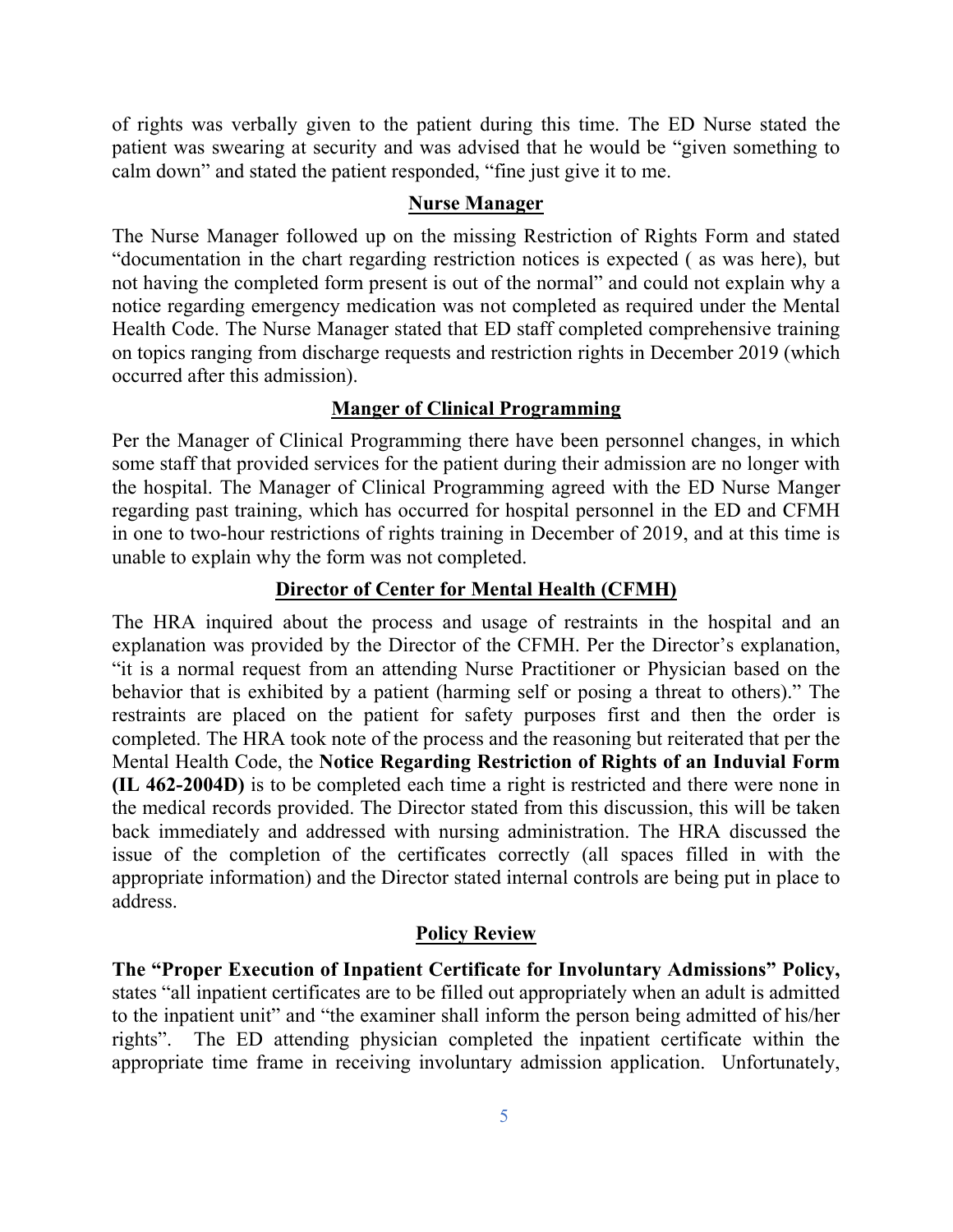of rights was verbally given to the patient during this time. The ED Nurse stated the patient was swearing at security and was advised that he would be "given something to calm down" and stated the patient responded, "fine just give it to me.

## Nurse Manager

The Nurse Manager followed up on the missing Restriction of Rights Form and stated "documentation in the chart regarding restriction notices is expected ( as was here), but not having the completed form present is out of the normal" and could not explain why a notice regarding emergency medication was not completed as required under the Mental Health Code. The Nurse Manager stated that ED staff completed comprehensive training on topics ranging from discharge requests and restriction rights in December 2019 (which occurred after this admission).

## Manger of Clinical Programming

Per the Manager of Clinical Programming there have been personnel changes, in which some staff that provided services for the patient during their admission are no longer with the hospital. The Manager of Clinical Programming agreed with the ED Nurse Manger regarding past training, which has occurred for hospital personnel in the ED and CFMH in one to two-hour restrictions of rights training in December of 2019, and at this time is unable to explain why the form was not completed.

## Director of Center for Mental Health (CFMH)

The HRA inquired about the process and usage of restraints in the hospital and an explanation was provided by the Director of the CFMH. Per the Director's explanation, "it is a normal request from an attending Nurse Practitioner or Physician based on the behavior that is exhibited by a patient (harming self or posing a threat to others)." The restraints are placed on the patient for safety purposes first and then the order is completed. The HRA took note of the process and the reasoning but reiterated that per the Mental Health Code, the **Notice Regarding Restriction of Rights of an Induvial Form (IL 462-2004D)** is to be completed each time a right is restricted and there were none in the medical records provided. The Director stated from this discussion, this will be taken back immediately and addressed with nursing administration. The HRA discussed the issue of the completion of the certificates correctly (all spaces filled in with the appropriate information) and the Director stated internal controls are being put in place to address.

## Policy Review

**The "Proper Execution of Inpatient Certificate for Involuntary Admissions" Policy,** states "all inpatient certificates are to be filled out appropriately when an adult is admitted to the inpatient unit" and "the examiner shall inform the person being admitted of his/her rights". The ED attending physician completed the inpatient certificate within the appropriate time frame in receiving involuntary admission application. Unfortunately,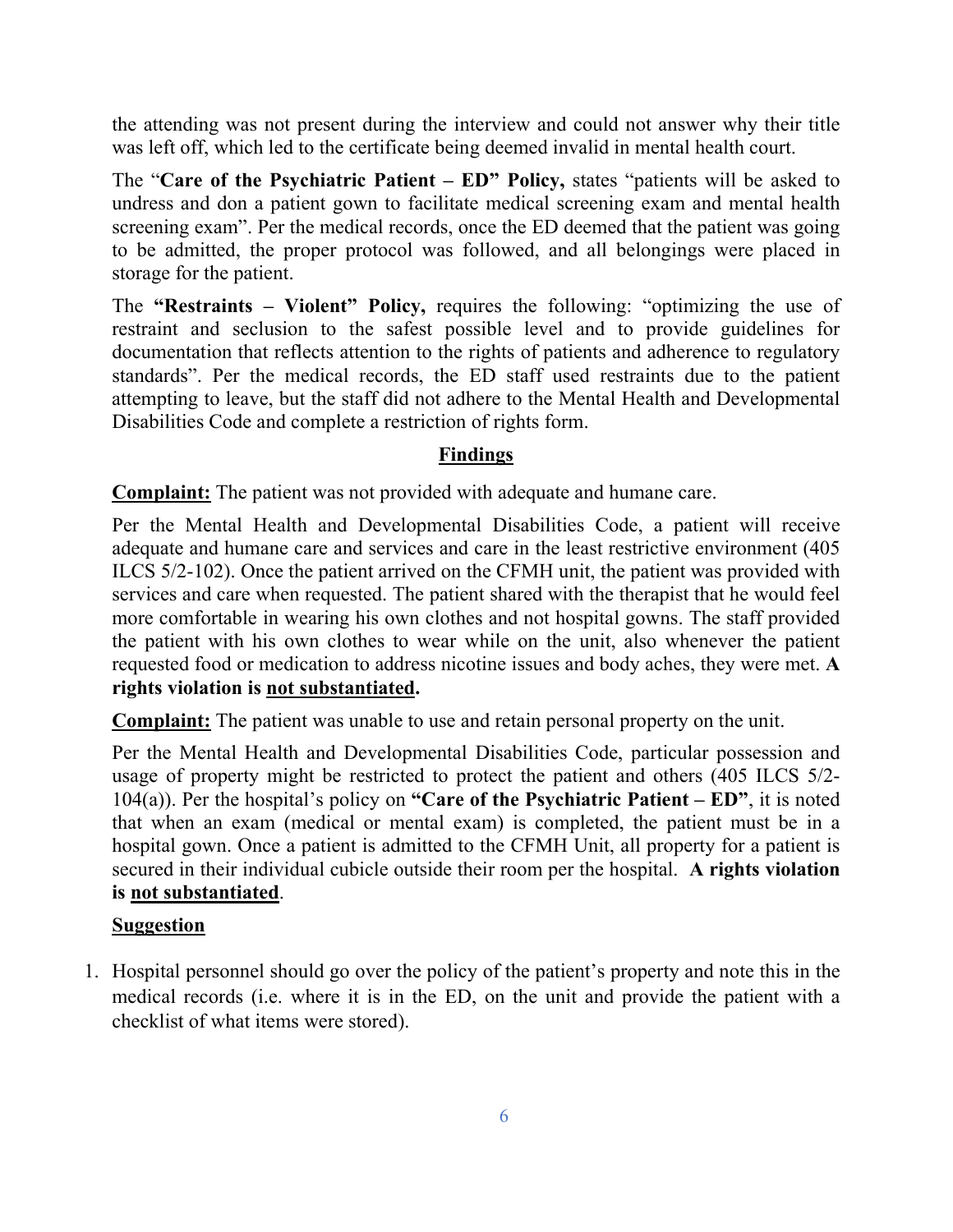the attending was not present during the interview and could not answer why their title was left off, which led to the certificate being deemed invalid in mental health court.

The "**Care of the Psychiatric Patient – ED" Policy,** states "patients will be asked to undress and don a patient gown to facilitate medical screening exam and mental health screening exam". Per the medical records, once the ED deemed that the patient was going to be admitted, the proper protocol was followed, and all belongings were placed in storage for the patient.

The **"Restraints – Violent" Policy,** requires the following: "optimizing the use of restraint and seclusion to the safest possible level and to provide guidelines for documentation that reflects attention to the rights of patients and adherence to regulatory standards". Per the medical records, the ED staff used restraints due to the patient attempting to leave, but the staff did not adhere to the Mental Health and Developmental Disabilities Code and complete a restriction of rights form.

## Findings

**Complaint:** The patient was not provided with adequate and humane care.

Per the Mental Health and Developmental Disabilities Code, a patient will receive adequate and humane care and services and care in the least restrictive environment (405 ILCS 5/2-102). Once the patient arrived on the CFMH unit, the patient was provided with services and care when requested. The patient shared with the therapist that he would feel more comfortable in wearing his own clothes and not hospital gowns. The staff provided the patient with his own clothes to wear while on the unit, also whenever the patient requested food or medication to address nicotine issues and body aches, they were met. **A rights violation is not substantiated.**

**Complaint:** The patient was unable to use and retain personal property on the unit.

Per the Mental Health and Developmental Disabilities Code, particular possession and usage of property might be restricted to protect the patient and others (405 ILCS 5/2-104(a)). Per the hospital's policy on **"Care of the Psychiatric Patient – ED"**, it is noted that when an exam (medical or mental exam) is completed, the patient must be in a hospital gown. Once a patient is admitted to the CFMH Unit, all property for a patient is secured in their individual cubicle outside their room per the hospital. **A rights violation is not substantiated**.

**Suggestion**

1. Hospital personnel should go over the policy of the patient's property and note this in the medical records (i.e. where it is in the ED, on the unit and provide the patient with a checklist of what items were stored).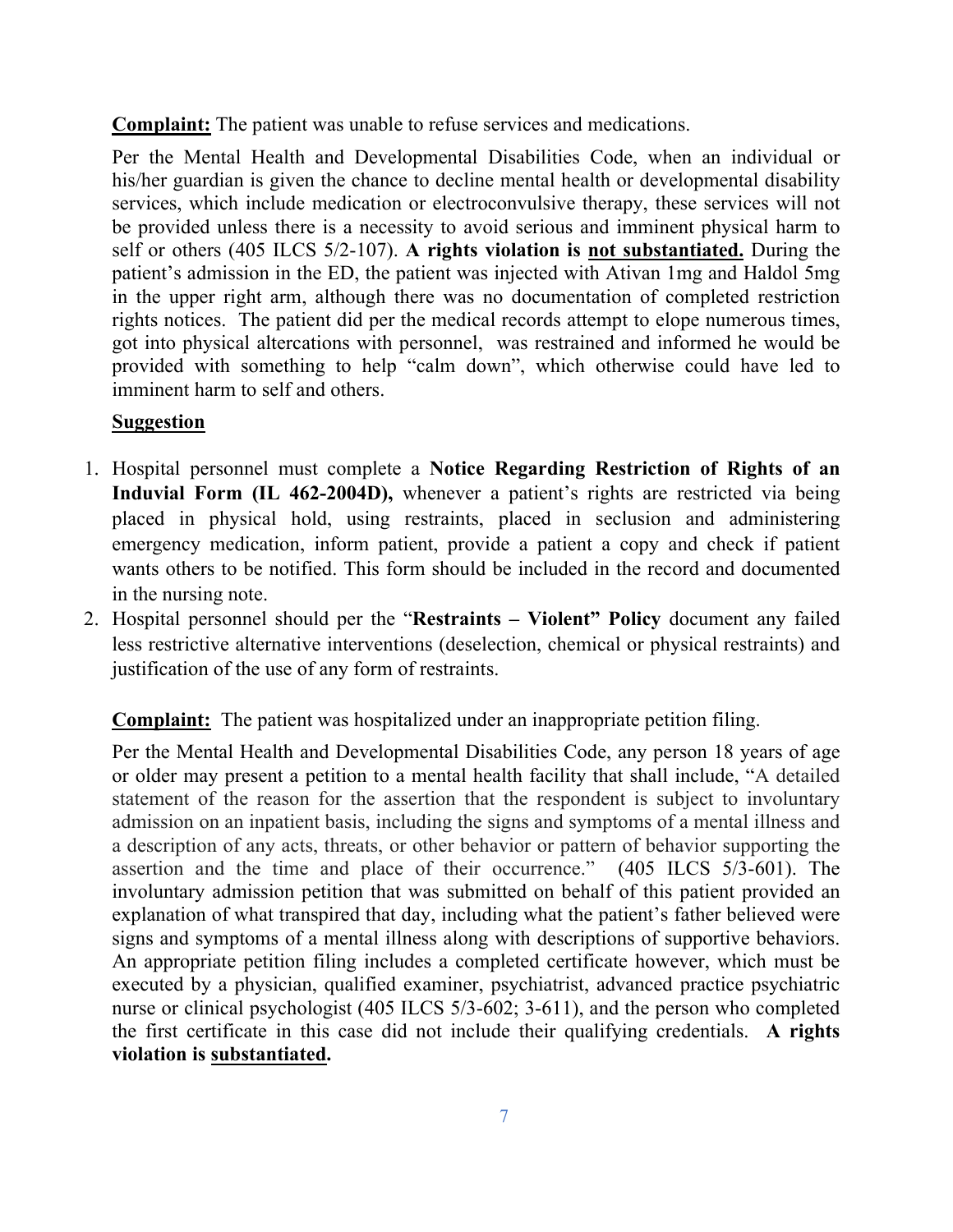**<u>Complaint:</u>** The patient was unable to refuse services and medications.

Per the Mental Health and Developmental Disabilities Code, when an individual or his/her guardian is given the chance to decline mental health or developmental disability services, which include medication or electroconvulsive therapy, these services will not be provided unless there is a necessity to avoid serious and imminent physical harm to self or others (405 ILCS 5/2-107). **A rights violation is <u>not substantiated.</u>** During the patient's admission in the ED, the patient was injected with Ativan 1mg and Haldol 5mg in the upper right arm, although there was no documentation of completed restriction rights notices. The patient did per the medical records attempt to elope numerous times, got into physical altercations with personnel, was restrained and informed he would be provided with something to help "calm down", which otherwise could have led to imminent harm to self and others.

**<u>Suggestion</u>**

1. Hospital personnel must complete a **Notice Regarding Restriction of Rights of an Induvial Form (IL 462-2004D),** whenever a patient's rights are restricted via being placed in physical hold, using restraints, placed in seclusion and administering emergency medication, inform patient, provide a patient a copy and check if patient wants others to be notified. This form should be included in the record and documented in the nursing note.
2. Hospital personnel should per the "**Restraints – Violent" Policy** document any failed less restrictive alternative interventions (deselection, chemical or physical restraints) and justification of the use of any form of restraints.

**<u>Complaint:</u>** The patient was hospitalized under an inappropriate petition filing.

Per the Mental Health and Developmental Disabilities Code, any person 18 years of age or older may present a petition to a mental health facility that shall include, "A detailed statement of the reason for the assertion that the respondent is subject to involuntary admission on an inpatient basis, including the signs and symptoms of a mental illness and a description of any acts, threats, or other behavior or pattern of behavior supporting the assertion and the time and place of their occurrence." (405 ILCS 5/3-601). The involuntary admission petition that was submitted on behalf of this patient provided an explanation of what transpired that day, including what the patient's father believed were signs and symptoms of a mental illness along with descriptions of supportive behaviors. An appropriate petition filing includes a completed certificate however, which must be executed by a physician, qualified examiner, psychiatrist, advanced practice psychiatric nurse or clinical psychologist (405 ILCS 5/3-602; 3-611), and the person who completed the first certificate in this case did not include their qualifying credentials. **A rights violation is <u>substantiated</u>.**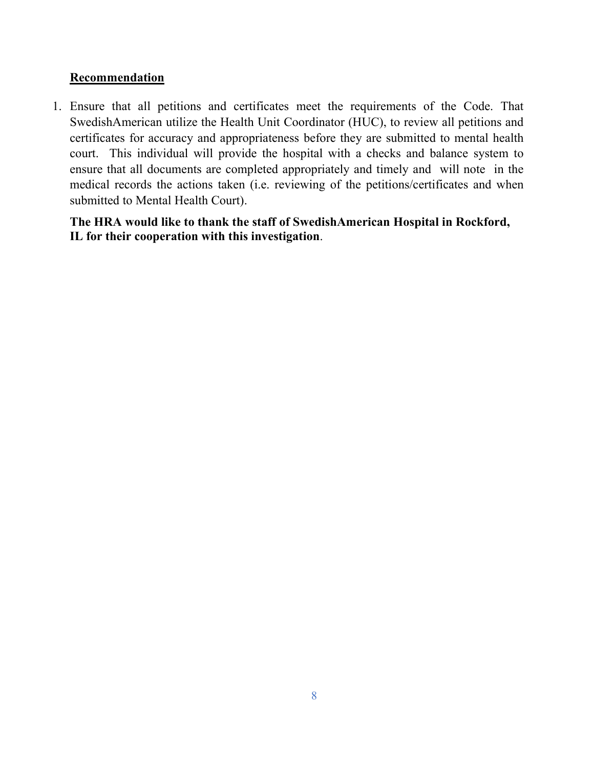**Recommendation**

1. Ensure that all petitions and certificates meet the requirements of the Code. That SwedishAmerican utilize the Health Unit Coordinator (HUC), to review all petitions and certificates for accuracy and appropriateness before they are submitted to mental health court. This individual will provide the hospital with a checks and balance system to ensure that all documents are completed appropriately and timely and will note in the medical records the actions taken (i.e. reviewing of the petitions/certificates and when submitted to Mental Health Court).

**The HRA would like to thank the staff of SwedishAmerican Hospital in Rockford, IL for their cooperation with this investigation**.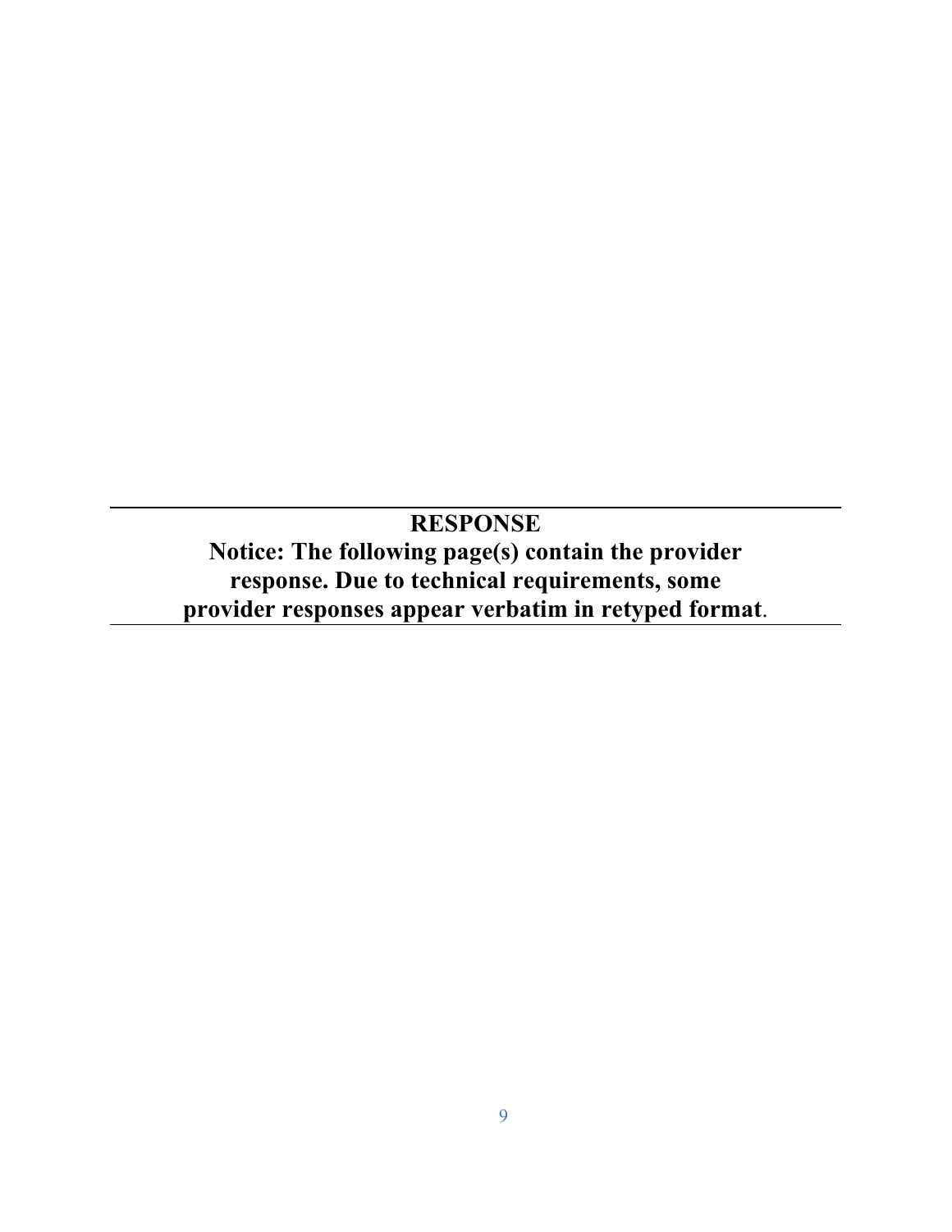**RESPONSE**

**Notice: The following page(s) contain the provider response. Due to technical requirements, some provider responses appear verbatim in retyped format**.